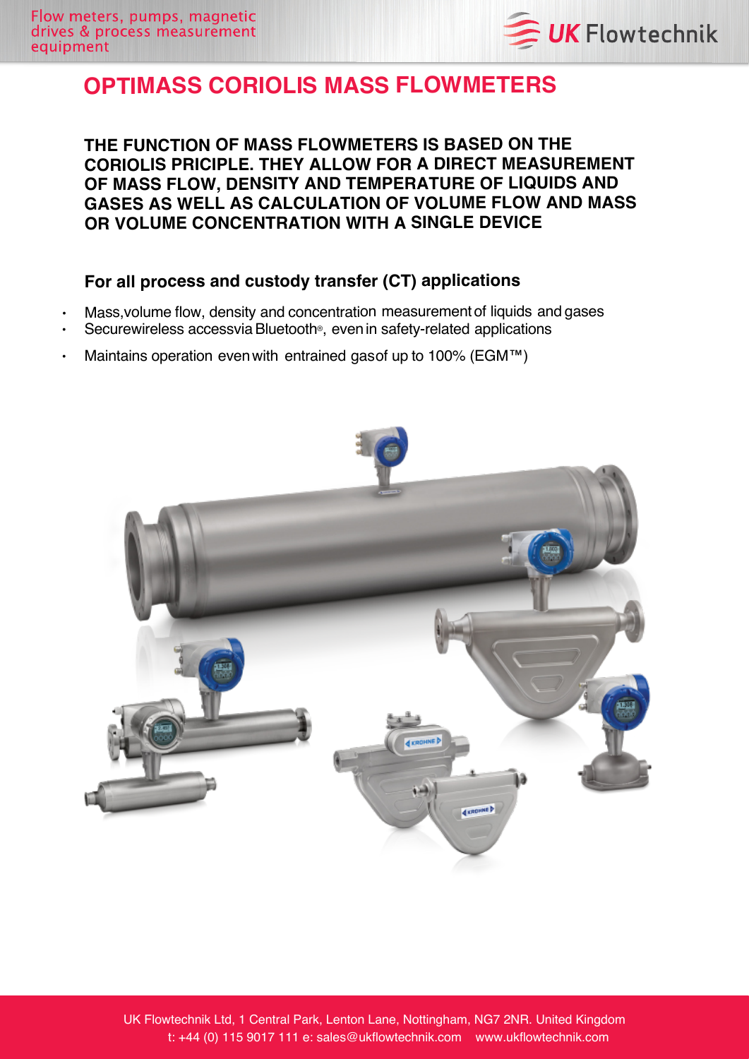# OPTIMASS CORIOLIS MASS FLOWMETERS

**THE FUNCTION OF MASS FLOWMETERS IS BASED ON THE CORIOLIS PRICIPLE. THEY ALLOW FOR A DIRECT MEASUREMENT OF MASS FLOW, DENSITY AND TEMPERATURE OF LIQUIDS AND GASES AS WELL AS CALCULATION OF VOLUME FLOW AND MASS OR VOLUME CONCENTRATION WITH A SINGLE DEVICE**

## For all process and custody transfer (CT) applications

- Mass,volume flow, density and concentration measurement of liquids and gases
- Securewireless accessvia Bluetooth®, even in safety-related applications
- Maintains operation even with entrained gasof up to 100% (EGM™)

UK Flowtechnik Ltd, 1 Central Park, Lenton Lane, Nottingham, NG7 2NR. United Kingdom
t: +44 (0) 115 9017 111 e: sales@ukflowtechnik.com www.ukflowtechnik.com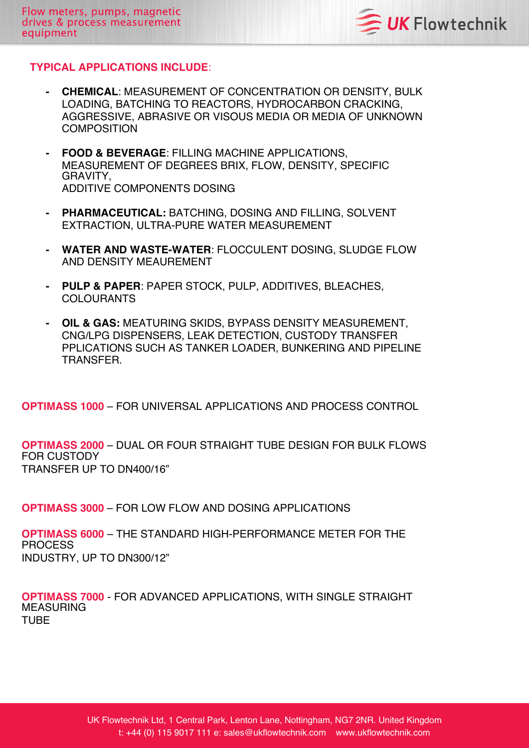**TYPICAL APPLICATIONS INCLUDE**:

- **CHEMICAL**: MEASUREMENT OF CONCENTRATION OR DENSITY, BULK LOADING, BATCHING TO REACTORS, HYDROCARBON CRACKING, AGGRESSIVE, ABRASIVE OR VISOUS MEDIA OR MEDIA OF UNKNOWN COMPOSITION

- **FOOD & BEVERAGE**: FILLING MACHINE APPLICATIONS, MEASUREMENT OF DEGREES BRIX, FLOW, DENSITY, SPECIFIC GRAVITY, ADDITIVE COMPONENTS DOSING

- **PHARMACEUTICAL:** BATCHING, DOSING AND FILLING, SOLVENT EXTRACTION, ULTRA-PURE WATER MEASUREMENT

- **WATER AND WASTE-WATER**: FLOCCULENT DOSING, SLUDGE FLOW AND DENSITY MEAUREMENT

- **PULP & PAPER**: PAPER STOCK, PULP, ADDITIVES, BLEACHES, COLOURANTS

- **OIL & GAS:** MEATURING SKIDS, BYPASS DENSITY MEASUREMENT, CNG/LPG DISPENSERS, LEAK DETECTION, CUSTODY TRANSFER PPLICATIONS SUCH AS TANKER LOADER, BUNKERING AND PIPELINE TRANSFER.

**OPTIMASS 1000** – FOR UNIVERSAL APPLICATIONS AND PROCESS CONTROL

**OPTIMASS 2000** – DUAL OR FOUR STRAIGHT TUBE DESIGN FOR BULK FLOWS FOR CUSTODY TRANSFER UP TO DN400/16"

**OPTIMASS 3000** – FOR LOW FLOW AND DOSING APPLICATIONS

**OPTIMASS 6000** – THE STANDARD HIGH-PERFORMANCE METER FOR THE PROCESS INDUSTRY, UP TO DN300/12"

**OPTIMASS 7000** - FOR ADVANCED APPLICATIONS, WITH SINGLE STRAIGHT MEASURING TUBE